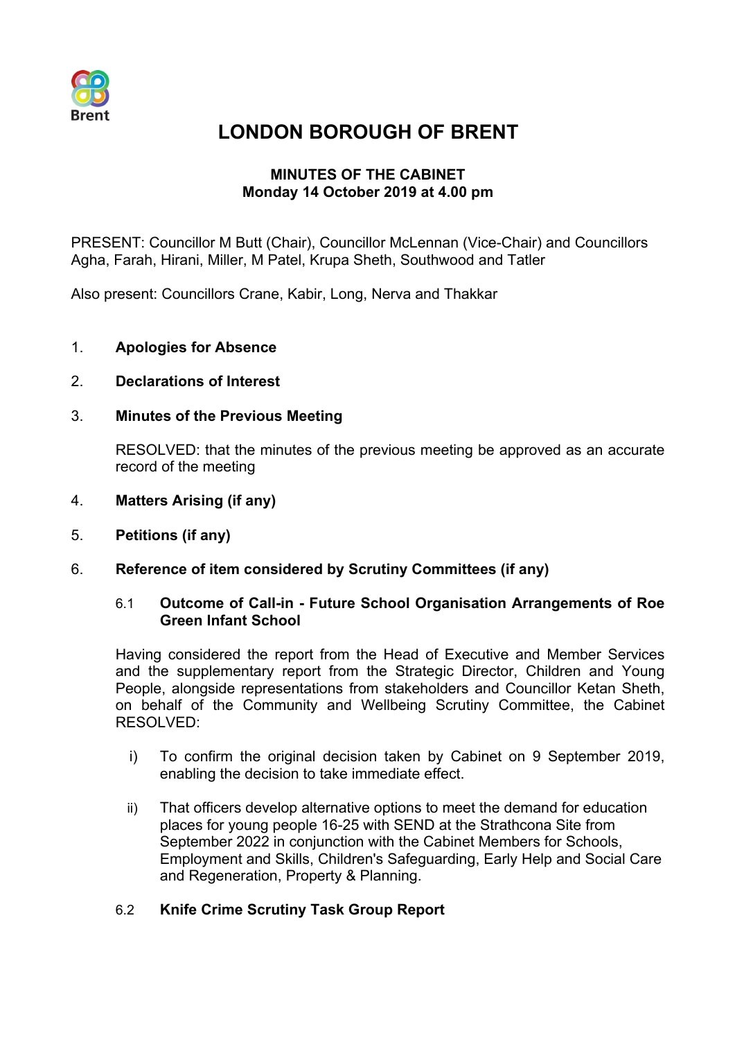# LONDON BOROUGH OF BRENT

**MINUTES OF THE CABINET**
**Monday 14 October 2019 at 4.00 pm**

PRESENT: Councillor M Butt (Chair), Councillor McLennan (Vice-Chair) and Councillors Agha, Farah, Hirani, Miller, M Patel, Krupa Sheth, Southwood and Tatler

Also present: Councillors Crane, Kabir, Long, Nerva and Thakkar

## 1. Apologies for Absence

## 2. Declarations of Interest

## 3. Minutes of the Previous Meeting

RESOLVED: that the minutes of the previous meeting be approved as an accurate record of the meeting

## 4. Matters Arising (if any)

## 5. Petitions (if any)

## 6. Reference of item considered by Scrutiny Committees (if any)

### 6.1 Outcome of Call-in - Future School Organisation Arrangements of Roe Green Infant School

Having considered the report from the Head of Executive and Member Services and the supplementary report from the Strategic Director, Children and Young People, alongside representations from stakeholders and Councillor Ketan Sheth, on behalf of the Community and Wellbeing Scrutiny Committee, the Cabinet RESOLVED:

i) To confirm the original decision taken by Cabinet on 9 September 2019, enabling the decision to take immediate effect.

ii) That officers develop alternative options to meet the demand for education places for young people 16-25 with SEND at the Strathcona Site from September 2022 in conjunction with the Cabinet Members for Schools, Employment and Skills, Children's Safeguarding, Early Help and Social Care and Regeneration, Property & Planning.

### 6.2 Knife Crime Scrutiny Task Group Report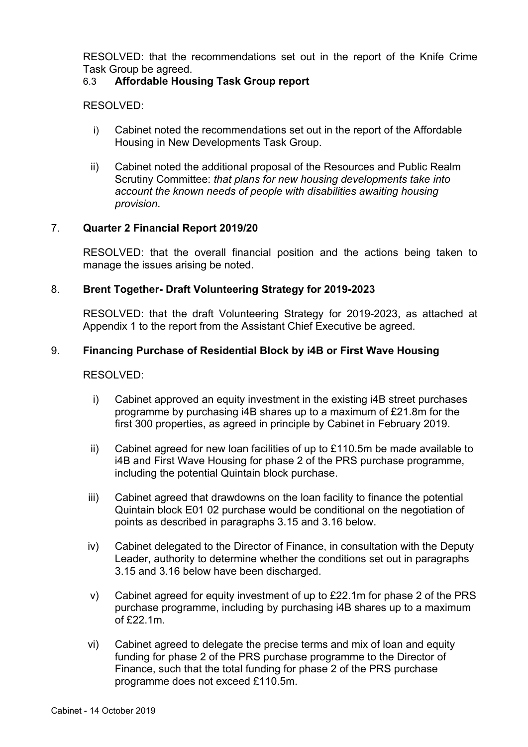RESOLVED: that the recommendations set out in the report of the Knife Crime Task Group be agreed.

6.3 **Affordable Housing Task Group report**

RESOLVED:

i) Cabinet noted the recommendations set out in the report of the Affordable Housing in New Developments Task Group.

ii) Cabinet noted the additional proposal of the Resources and Public Realm Scrutiny Committee: *that plans for new housing developments take into account the known needs of people with disabilities awaiting housing provision*.

7. **Quarter 2 Financial Report 2019/20**

RESOLVED: that the overall financial position and the actions being taken to manage the issues arising be noted.

8. **Brent Together- Draft Volunteering Strategy for 2019-2023**

RESOLVED: that the draft Volunteering Strategy for 2019-2023, as attached at Appendix 1 to the report from the Assistant Chief Executive be agreed.

9. **Financing Purchase of Residential Block by i4B or First Wave Housing**

RESOLVED:

i) Cabinet approved an equity investment in the existing i4B street purchases programme by purchasing i4B shares up to a maximum of £21.8m for the first 300 properties, as agreed in principle by Cabinet in February 2019.

ii) Cabinet agreed for new loan facilities of up to £110.5m be made available to i4B and First Wave Housing for phase 2 of the PRS purchase programme, including the potential Quintain block purchase.

iii) Cabinet agreed that drawdowns on the loan facility to finance the potential Quintain block E01 02 purchase would be conditional on the negotiation of points as described in paragraphs 3.15 and 3.16 below.

iv) Cabinet delegated to the Director of Finance, in consultation with the Deputy Leader, authority to determine whether the conditions set out in paragraphs 3.15 and 3.16 below have been discharged.

v) Cabinet agreed for equity investment of up to £22.1m for phase 2 of the PRS purchase programme, including by purchasing i4B shares up to a maximum of £22.1m.

vi) Cabinet agreed to delegate the precise terms and mix of loan and equity funding for phase 2 of the PRS purchase programme to the Director of Finance, such that the total funding for phase 2 of the PRS purchase programme does not exceed £110.5m.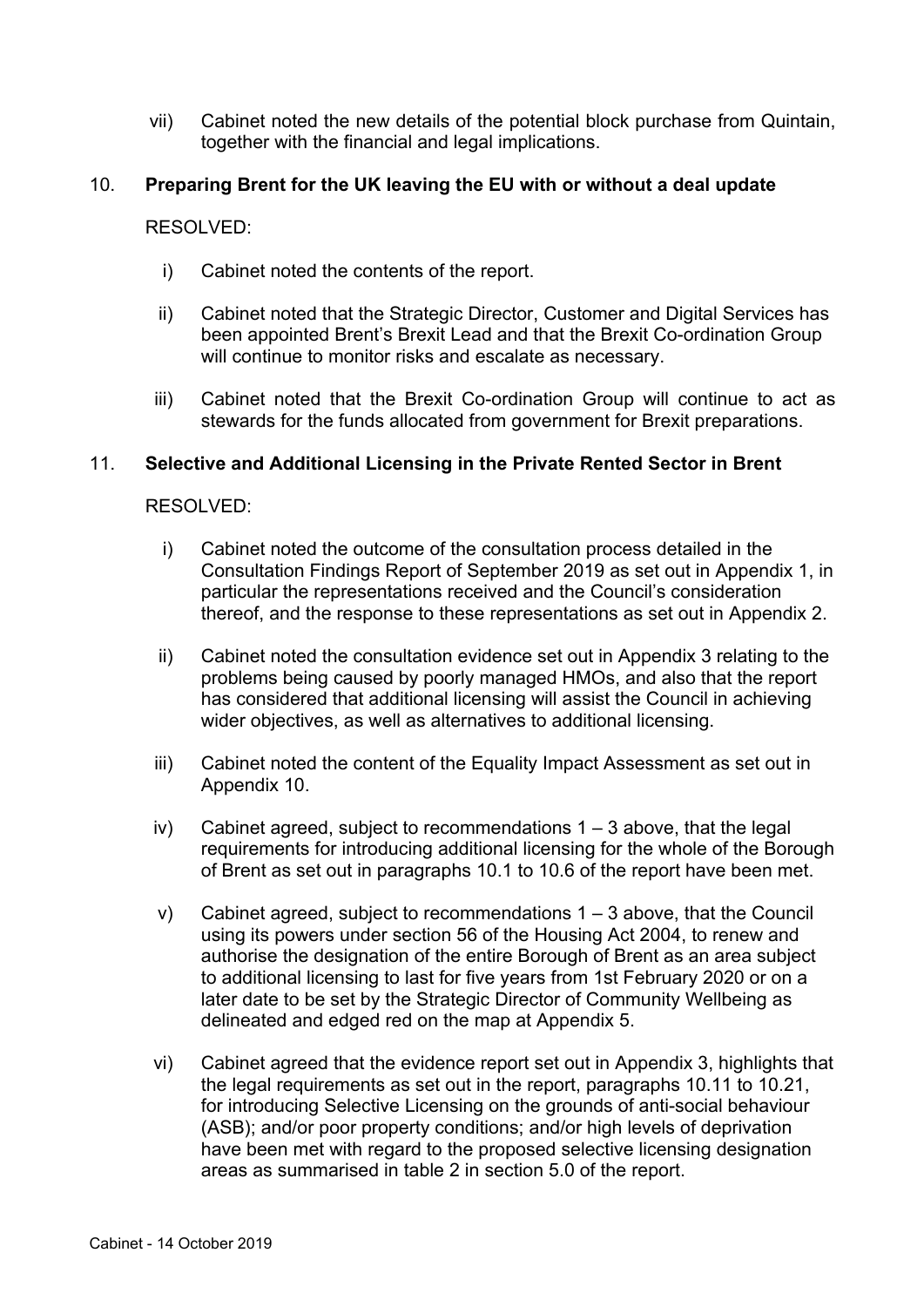vii) Cabinet noted the new details of the potential block purchase from Quintain, together with the financial and legal implications.

## 10. **Preparing Brent for the UK leaving the EU with or without a deal update**

RESOLVED:

i) Cabinet noted the contents of the report.

ii) Cabinet noted that the Strategic Director, Customer and Digital Services has been appointed Brent's Brexit Lead and that the Brexit Co-ordination Group will continue to monitor risks and escalate as necessary.

iii) Cabinet noted that the Brexit Co-ordination Group will continue to act as stewards for the funds allocated from government for Brexit preparations.

## 11. **Selective and Additional Licensing in the Private Rented Sector in Brent**

RESOLVED:

i) Cabinet noted the outcome of the consultation process detailed in the Consultation Findings Report of September 2019 as set out in Appendix 1, in particular the representations received and the Council's consideration thereof, and the response to these representations as set out in Appendix 2.

ii) Cabinet noted the consultation evidence set out in Appendix 3 relating to the problems being caused by poorly managed HMOs, and also that the report has considered that additional licensing will assist the Council in achieving wider objectives, as well as alternatives to additional licensing.

iii) Cabinet noted the content of the Equality Impact Assessment as set out in Appendix 10.

iv) Cabinet agreed, subject to recommendations 1 – 3 above, that the legal requirements for introducing additional licensing for the whole of the Borough of Brent as set out in paragraphs 10.1 to 10.6 of the report have been met.

v) Cabinet agreed, subject to recommendations 1 – 3 above, that the Council using its powers under section 56 of the Housing Act 2004, to renew and authorise the designation of the entire Borough of Brent as an area subject to additional licensing to last for five years from 1st February 2020 or on a later date to be set by the Strategic Director of Community Wellbeing as delineated and edged red on the map at Appendix 5.

vi) Cabinet agreed that the evidence report set out in Appendix 3, highlights that the legal requirements as set out in the report, paragraphs 10.11 to 10.21, for introducing Selective Licensing on the grounds of anti-social behaviour (ASB); and/or poor property conditions; and/or high levels of deprivation have been met with regard to the proposed selective licensing designation areas as summarised in table 2 in section 5.0 of the report.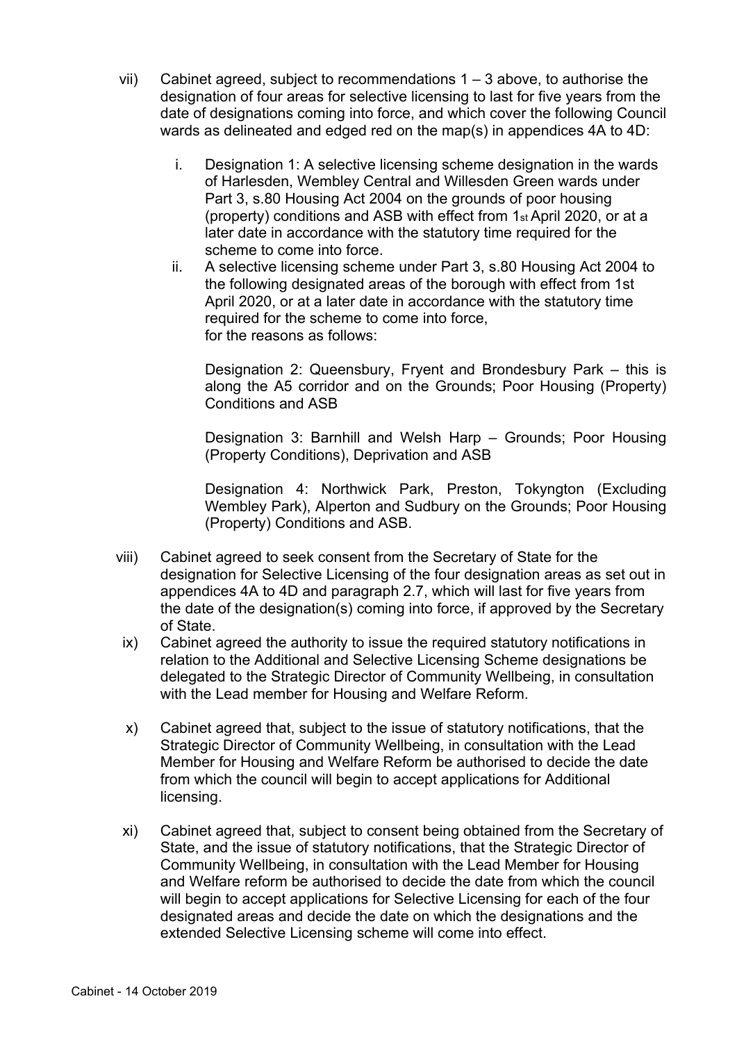vii) Cabinet agreed, subject to recommendations 1 – 3 above, to authorise the designation of four areas for selective licensing to last for five years from the date of designations coming into force, and which cover the following Council wards as delineated and edged red on the map(s) in appendices 4A to 4D:

  i. Designation 1: A selective licensing scheme designation in the wards of Harlesden, Wembley Central and Willesden Green wards under Part 3, s.80 Housing Act 2004 on the grounds of poor housing (property) conditions and ASB with effect from 1st April 2020, or at a later date in accordance with the statutory time required for the scheme to come into force.

  ii. A selective licensing scheme under Part 3, s.80 Housing Act 2004 to the following designated areas of the borough with effect from 1st April 2020, or at a later date in accordance with the statutory time required for the scheme to come into force, for the reasons as follows:

   Designation 2: Queensbury, Fryent and Brondesbury Park – this is along the A5 corridor and on the Grounds; Poor Housing (Property) Conditions and ASB

   Designation 3: Barnhill and Welsh Harp – Grounds; Poor Housing (Property Conditions), Deprivation and ASB

   Designation 4: Northwick Park, Preston, Tokyngton (Excluding Wembley Park), Alperton and Sudbury on the Grounds; Poor Housing (Property) Conditions and ASB.

viii) Cabinet agreed to seek consent from the Secretary of State for the designation for Selective Licensing of the four designation areas as set out in appendices 4A to 4D and paragraph 2.7, which will last for five years from the date of the designation(s) coming into force, if approved by the Secretary of State.

ix) Cabinet agreed the authority to issue the required statutory notifications in relation to the Additional and Selective Licensing Scheme designations be delegated to the Strategic Director of Community Wellbeing, in consultation with the Lead member for Housing and Welfare Reform.

x) Cabinet agreed that, subject to the issue of statutory notifications, that the Strategic Director of Community Wellbeing, in consultation with the Lead Member for Housing and Welfare Reform be authorised to decide the date from which the council will begin to accept applications for Additional licensing.

xi) Cabinet agreed that, subject to consent being obtained from the Secretary of State, and the issue of statutory notifications, that the Strategic Director of Community Wellbeing, in consultation with the Lead Member for Housing and Welfare reform be authorised to decide the date from which the council will begin to accept applications for Selective Licensing for each of the four designated areas and decide the date on which the designations and the extended Selective Licensing scheme will come into effect.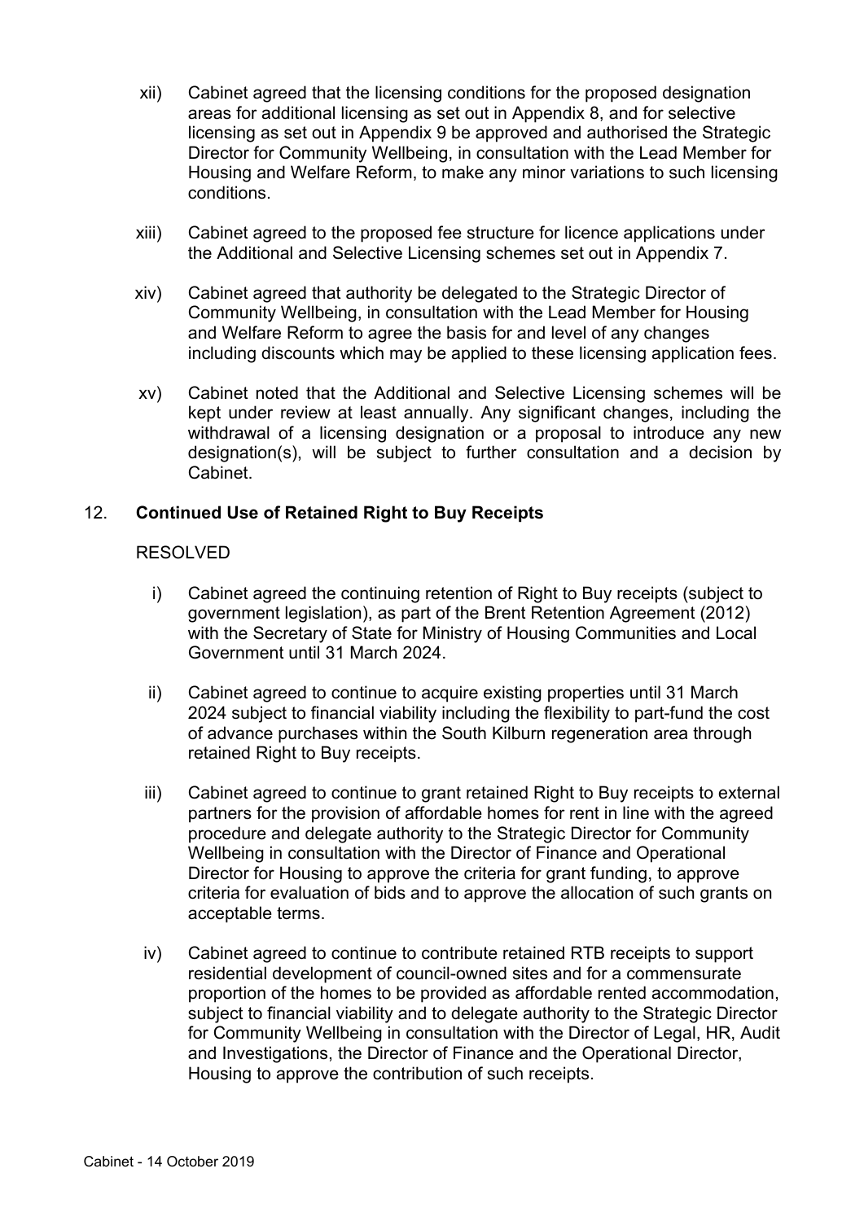xii) Cabinet agreed that the licensing conditions for the proposed designation areas for additional licensing as set out in Appendix 8, and for selective licensing as set out in Appendix 9 be approved and authorised the Strategic Director for Community Wellbeing, in consultation with the Lead Member for Housing and Welfare Reform, to make any minor variations to such licensing conditions.

xiii) Cabinet agreed to the proposed fee structure for licence applications under the Additional and Selective Licensing schemes set out in Appendix 7.

xiv) Cabinet agreed that authority be delegated to the Strategic Director of Community Wellbeing, in consultation with the Lead Member for Housing and Welfare Reform to agree the basis for and level of any changes including discounts which may be applied to these licensing application fees.

xv) Cabinet noted that the Additional and Selective Licensing schemes will be kept under review at least annually. Any significant changes, including the withdrawal of a licensing designation or a proposal to introduce any new designation(s), will be subject to further consultation and a decision by Cabinet.

## 12. Continued Use of Retained Right to Buy Receipts

RESOLVED

i) Cabinet agreed the continuing retention of Right to Buy receipts (subject to government legislation), as part of the Brent Retention Agreement (2012) with the Secretary of State for Ministry of Housing Communities and Local Government until 31 March 2024.

ii) Cabinet agreed to continue to acquire existing properties until 31 March 2024 subject to financial viability including the flexibility to part-fund the cost of advance purchases within the South Kilburn regeneration area through retained Right to Buy receipts.

iii) Cabinet agreed to continue to grant retained Right to Buy receipts to external partners for the provision of affordable homes for rent in line with the agreed procedure and delegate authority to the Strategic Director for Community Wellbeing in consultation with the Director of Finance and Operational Director for Housing to approve the criteria for grant funding, to approve criteria for evaluation of bids and to approve the allocation of such grants on acceptable terms.

iv) Cabinet agreed to continue to contribute retained RTB receipts to support residential development of council-owned sites and for a commensurate proportion of the homes to be provided as affordable rented accommodation, subject to financial viability and to delegate authority to the Strategic Director for Community Wellbeing in consultation with the Director of Legal, HR, Audit and Investigations, the Director of Finance and the Operational Director, Housing to approve the contribution of such receipts.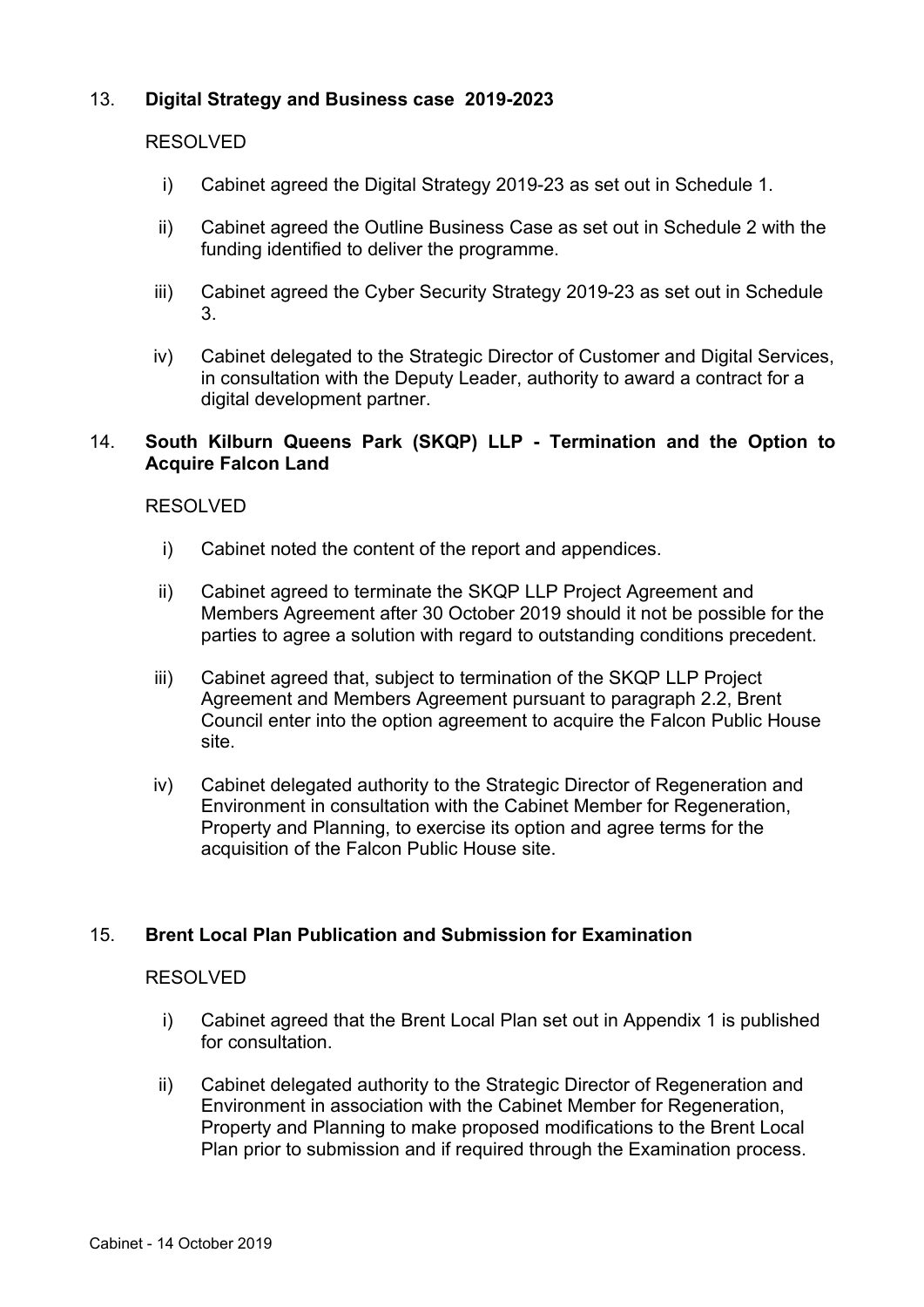13. **Digital Strategy and Business case 2019-2023**

RESOLVED

i) Cabinet agreed the Digital Strategy 2019-23 as set out in Schedule 1.

ii) Cabinet agreed the Outline Business Case as set out in Schedule 2 with the funding identified to deliver the programme.

iii) Cabinet agreed the Cyber Security Strategy 2019-23 as set out in Schedule 3.

iv) Cabinet delegated to the Strategic Director of Customer and Digital Services, in consultation with the Deputy Leader, authority to award a contract for a digital development partner.

14. **South Kilburn Queens Park (SKQP) LLP - Termination and the Option to Acquire Falcon Land**

RESOLVED

i) Cabinet noted the content of the report and appendices.

ii) Cabinet agreed to terminate the SKQP LLP Project Agreement and Members Agreement after 30 October 2019 should it not be possible for the parties to agree a solution with regard to outstanding conditions precedent.

iii) Cabinet agreed that, subject to termination of the SKQP LLP Project Agreement and Members Agreement pursuant to paragraph 2.2, Brent Council enter into the option agreement to acquire the Falcon Public House site.

iv) Cabinet delegated authority to the Strategic Director of Regeneration and Environment in consultation with the Cabinet Member for Regeneration, Property and Planning, to exercise its option and agree terms for the acquisition of the Falcon Public House site.

15. **Brent Local Plan Publication and Submission for Examination**

RESOLVED

i) Cabinet agreed that the Brent Local Plan set out in Appendix 1 is published for consultation.

ii) Cabinet delegated authority to the Strategic Director of Regeneration and Environment in association with the Cabinet Member for Regeneration, Property and Planning to make proposed modifications to the Brent Local Plan prior to submission and if required through the Examination process.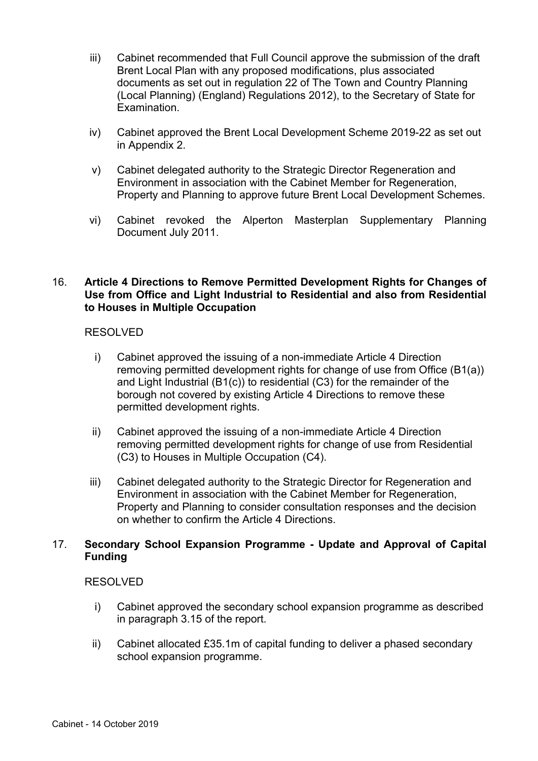iii) Cabinet recommended that Full Council approve the submission of the draft Brent Local Plan with any proposed modifications, plus associated documents as set out in regulation 22 of The Town and Country Planning (Local Planning) (England) Regulations 2012), to the Secretary of State for Examination.

iv) Cabinet approved the Brent Local Development Scheme 2019-22 as set out in Appendix 2.

v) Cabinet delegated authority to the Strategic Director Regeneration and Environment in association with the Cabinet Member for Regeneration, Property and Planning to approve future Brent Local Development Schemes.

vi) Cabinet revoked the Alperton Masterplan Supplementary Planning Document July 2011.

16. **Article 4 Directions to Remove Permitted Development Rights for Changes of Use from Office and Light Industrial to Residential and also from Residential to Houses in Multiple Occupation**

RESOLVED

i) Cabinet approved the issuing of a non-immediate Article 4 Direction removing permitted development rights for change of use from Office (B1(a)) and Light Industrial (B1(c)) to residential (C3) for the remainder of the borough not covered by existing Article 4 Directions to remove these permitted development rights.

ii) Cabinet approved the issuing of a non-immediate Article 4 Direction removing permitted development rights for change of use from Residential (C3) to Houses in Multiple Occupation (C4).

iii) Cabinet delegated authority to the Strategic Director for Regeneration and Environment in association with the Cabinet Member for Regeneration, Property and Planning to consider consultation responses and the decision on whether to confirm the Article 4 Directions.

17. **Secondary School Expansion Programme - Update and Approval of Capital Funding**

RESOLVED

i) Cabinet approved the secondary school expansion programme as described in paragraph 3.15 of the report.

ii) Cabinet allocated £35.1m of capital funding to deliver a phased secondary school expansion programme.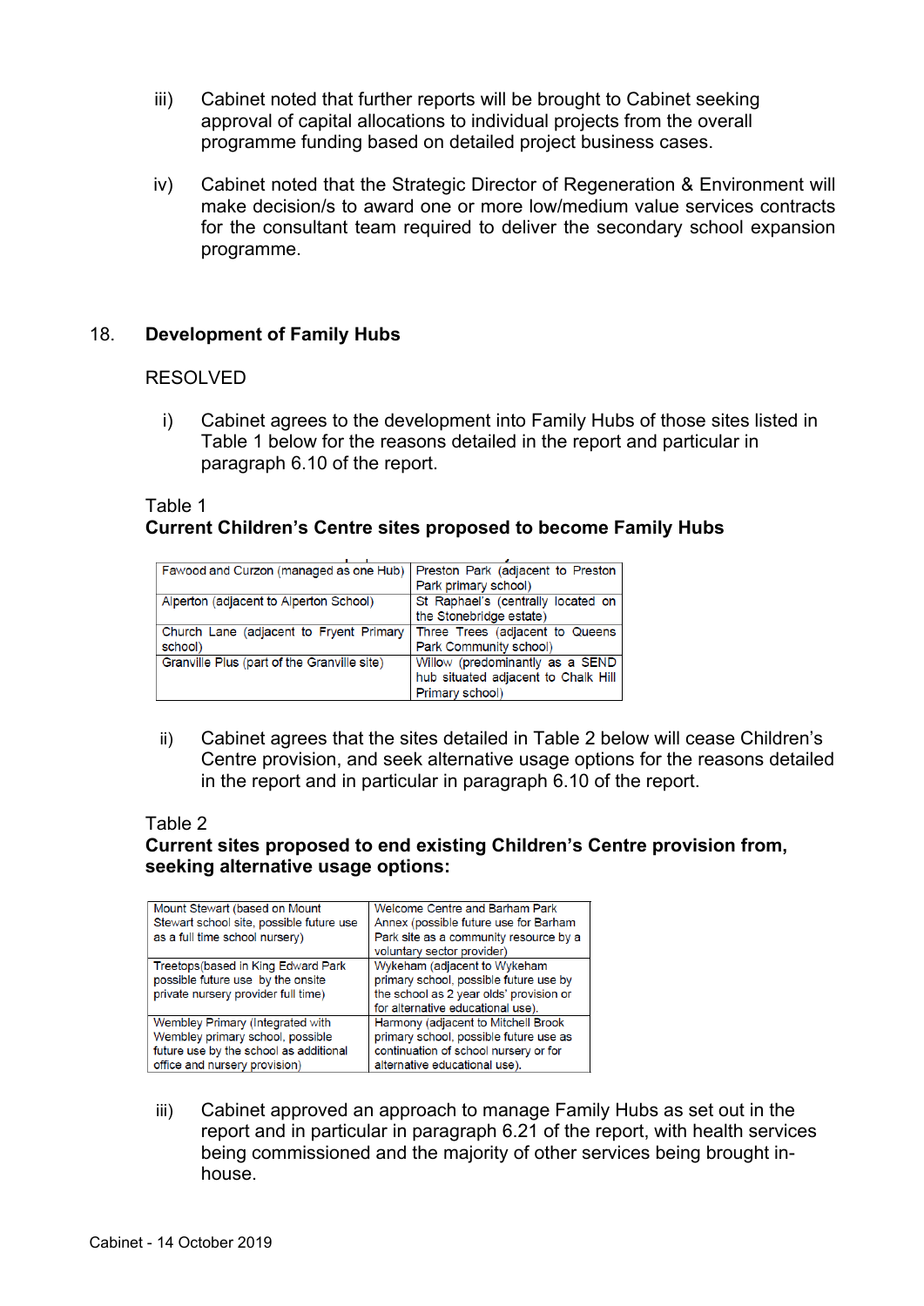iii) Cabinet noted that further reports will be brought to Cabinet seeking approval of capital allocations to individual projects from the overall programme funding based on detailed project business cases.

iv) Cabinet noted that the Strategic Director of Regeneration & Environment will make decision/s to award one or more low/medium value services contracts for the consultant team required to deliver the secondary school expansion programme.

18. **Development of Family Hubs**

RESOLVED

i) Cabinet agrees to the development into Family Hubs of those sites listed in Table 1 below for the reasons detailed in the report and particular in paragraph 6.10 of the report.

Table 1
**Current Children's Centre sites proposed to become Family Hubs**

| | |
|---|---|
| Fawood and Curzon (managed as one Hub) | Preston Park (adjacent to Preston Park primary school) |
| Alperton (adjacent to Alperton School) | St Raphael's (centrally located on the Stonebridge estate) |
| Church Lane (adjacent to Fryent Primary school) | Three Trees (adjacent to Queens Park Community school) |
| Granville Plus (part of the Granville site) | Willow (predominantly as a SEND hub situated adjacent to Chalk Hill Primary school) |

ii) Cabinet agrees that the sites detailed in Table 2 below will cease Children's Centre provision, and seek alternative usage options for the reasons detailed in the report and in particular in paragraph 6.10 of the report.

Table 2
**Current sites proposed to end existing Children's Centre provision from, seeking alternative usage options:**

| | |
|---|---|
| Mount Stewart (based on Mount Stewart school site, possible future use as a full time school nursery) | Welcome Centre and Barham Park Annex (possible future use for Barham Park site as a community resource by a voluntary sector provider) |
| Treetops(based in King Edward Park possible future use by the school as private nursery provider full time) | Wykeham (adjacent to Wykeham primary school, possible future use by the school as 2 year olds' provision or for alternative educational use). |
| Wembley Primary (Integrated with Wembley primary school, possible future use by the school as additional office and nursery provision) | Harmony (adjacent to Mitchell Brook primary school, possible future use as continuation of school nursery or for alternative educational use). |

iii) Cabinet approved an approach to manage Family Hubs as set out in the report and in particular in paragraph 6.21 of the report, with health services being commissioned and the majority of other services being brought in-house.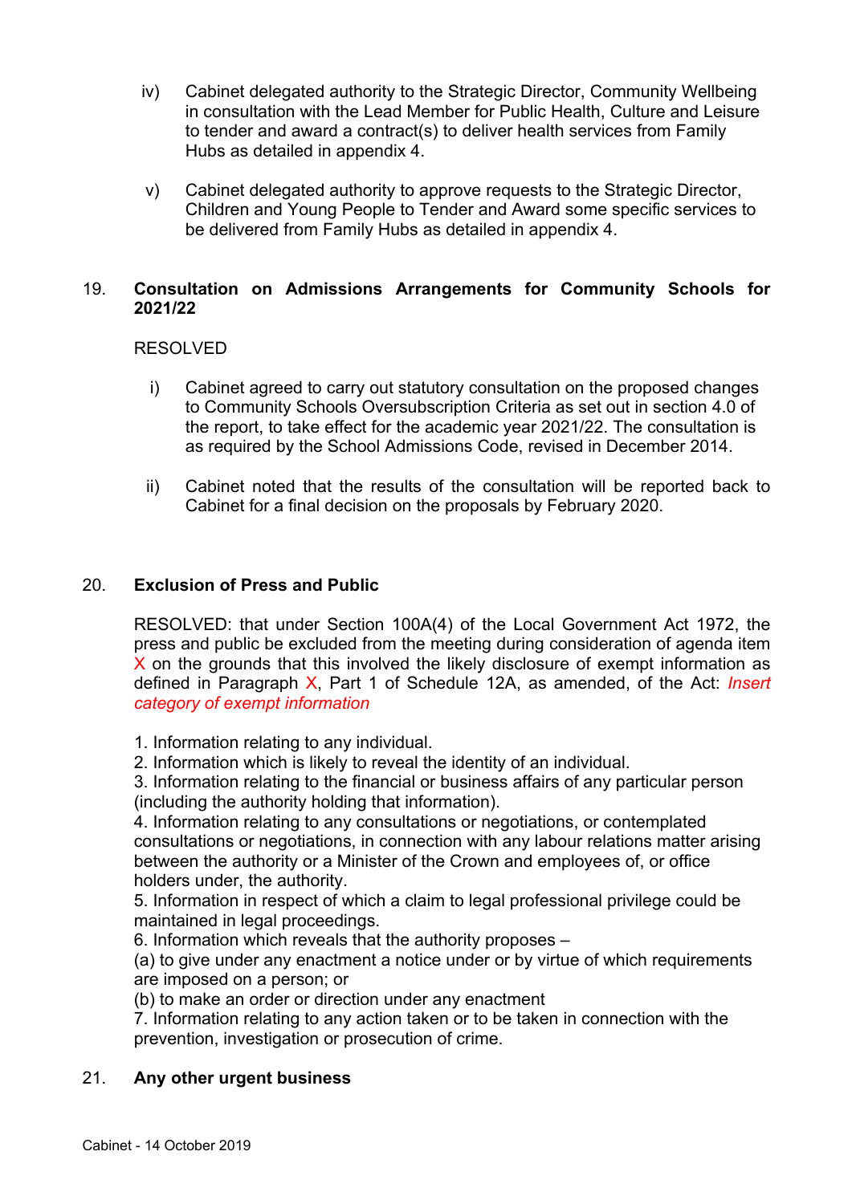iv) Cabinet delegated authority to the Strategic Director, Community Wellbeing in consultation with the Lead Member for Public Health, Culture and Leisure to tender and award a contract(s) to deliver health services from Family Hubs as detailed in appendix 4.

v) Cabinet delegated authority to approve requests to the Strategic Director, Children and Young People to Tender and Award some specific services to be delivered from Family Hubs as detailed in appendix 4.

## 19. Consultation on Admissions Arrangements for Community Schools for 2021/22

RESOLVED

i) Cabinet agreed to carry out statutory consultation on the proposed changes to Community Schools Oversubscription Criteria as set out in section 4.0 of the report, to take effect for the academic year 2021/22. The consultation is as required by the School Admissions Code, revised in December 2014.

ii) Cabinet noted that the results of the consultation will be reported back to Cabinet for a final decision on the proposals by February 2020.

## 20. Exclusion of Press and Public

RESOLVED: that under Section 100A(4) of the Local Government Act 1972, the press and public be excluded from the meeting during consideration of agenda item X on the grounds that this involved the likely disclosure of exempt information as defined in Paragraph X, Part 1 of Schedule 12A, as amended, of the Act: *Insert category of exempt information*

1. Information relating to any individual.
2. Information which is likely to reveal the identity of an individual.
3. Information relating to the financial or business affairs of any particular person (including the authority holding that information).
4. Information relating to any consultations or negotiations, or contemplated consultations or negotiations, in connection with any labour relations matter arising between the authority or a Minister of the Crown and employees of, or office holders under, the authority.
5. Information in respect of which a claim to legal professional privilege could be maintained in legal proceedings.
6. Information which reveals that the authority proposes –
(a) to give under any enactment a notice under or by virtue of which requirements are imposed on a person; or
(b) to make an order or direction under any enactment
7. Information relating to any action taken or to be taken in connection with the prevention, investigation or prosecution of crime.

## 21. Any other urgent business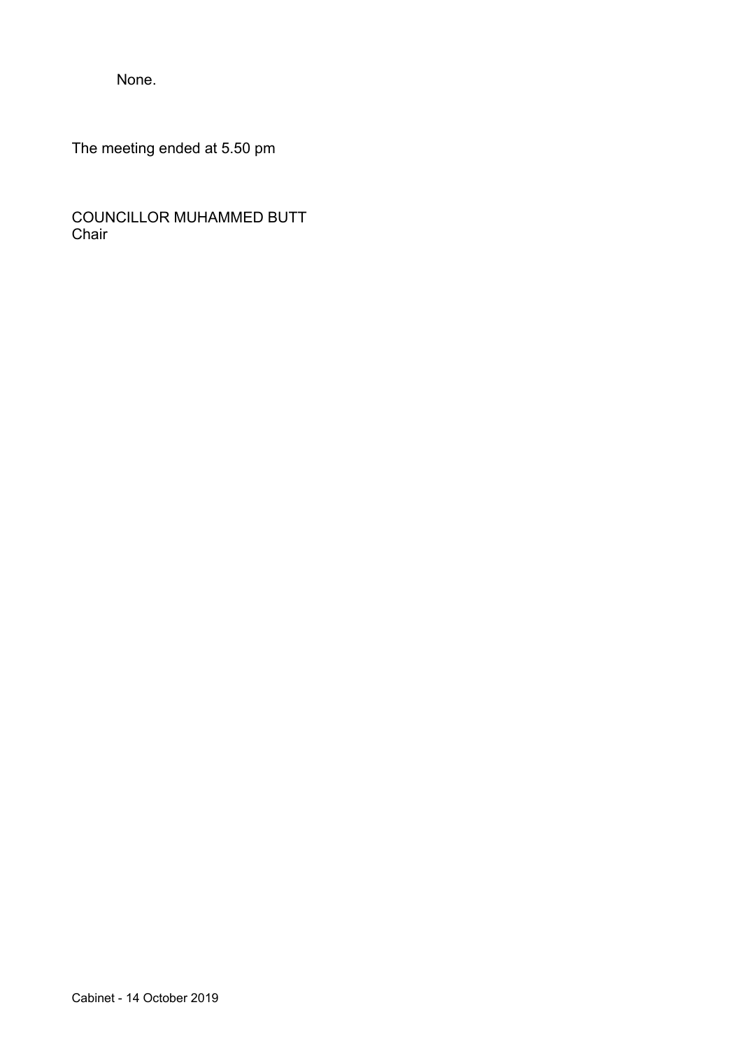None.

The meeting ended at 5.50 pm

COUNCILLOR MUHAMMED BUTT
Chair